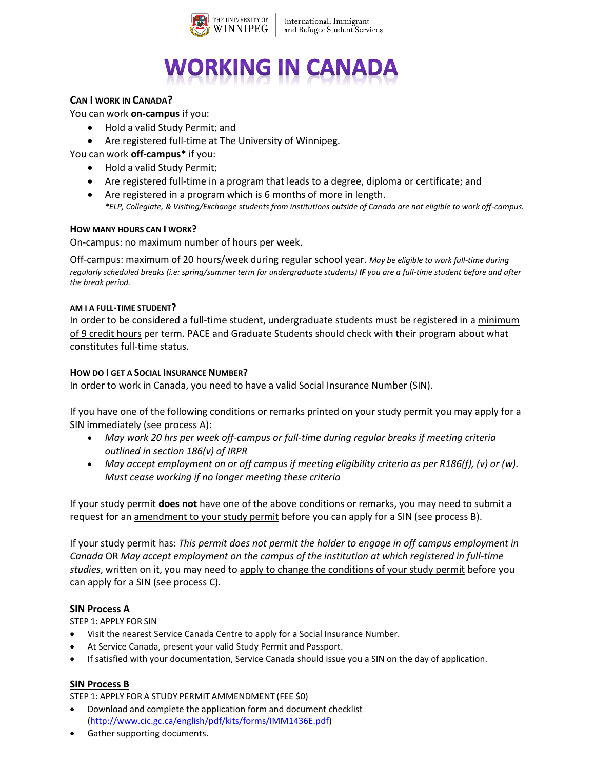The University of Winnipeg | International, Immigrant and Refugee Student Services

# WORKING IN CANADA

### CAN I WORK IN CANADA?

You can work **on-campus** if you:

- Hold a valid Study Permit; and
- Are registered full-time at The University of Winnipeg.

You can work **off-campus*** if you:

- Hold a valid Study Permit;
- Are registered full-time in a program that leads to a degree, diploma or certificate; and
- Are registered in a program which is 6 months of more in length.

*\*ELP, Collegiate, & Visiting/Exchange students from institutions outside of Canada are not eligible to work off-campus.*

### HOW MANY HOURS CAN I WORK?

On-campus: no maximum number of hours per week.

Off-campus: maximum of 20 hours/week during regular school year. *May be eligible to work full-time during regularly scheduled breaks (i.e: spring/summer term for undergraduate students)* ***IF*** *you are a full-time student before and after the break period.*

### AM I A FULL-TIME STUDENT?

In order to be considered a full-time student, undergraduate students must be registered in a minimum of 9 credit hours per term. PACE and Graduate Students should check with their program about what constitutes full-time status.

### HOW DO I GET A SOCIAL INSURANCE NUMBER?

In order to work in Canada, you need to have a valid Social Insurance Number (SIN).

If you have one of the following conditions or remarks printed on your study permit you may apply for a SIN immediately (see process A):

- *May work 20 hrs per week off-campus or full-time during regular breaks if meeting criteria outlined in section 186(v) of IRPR*
- *May accept employment on or off campus if meeting eligibility criteria as per R186(f), (v) or (w). Must cease working if no longer meeting these criteria*

If your study permit **does not** have one of the above conditions or remarks, you may need to submit a request for an amendment to your study permit before you can apply for a SIN (see process B).

If your study permit has: *This permit does not permit the holder to engage in off campus employment in Canada* OR *May accept employment on the campus of the institution at which registered in full-time studies*, written on it, you may need to apply to change the conditions of your study permit before you can apply for a SIN (see process C).

### SIN Process A

STEP 1: APPLY FOR SIN

- Visit the nearest Service Canada Centre to apply for a Social Insurance Number.
- At Service Canada, present your valid Study Permit and Passport.
- If satisfied with your documentation, Service Canada should issue you a SIN on the day of application.

### SIN Process B

STEP 1: APPLY FOR A STUDY PERMIT AMMENDMENT (FEE $0)

- Download and complete the application form and document checklist (http://www.cic.gc.ca/english/pdf/kits/forms/IMM1436E.pdf)
- Gather supporting documents.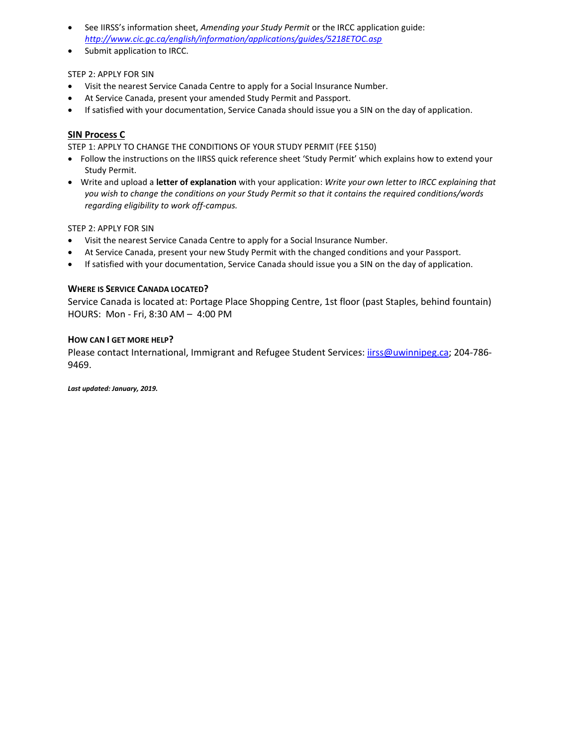- See IIRSS's information sheet, *Amending your Study Permit* or the IRCC application guide: *http://www.cic.gc.ca/english/information/applications/guides/5218ETOC.asp*
- Submit application to IRCC.

STEP 2: APPLY FOR SIN

- Visit the nearest Service Canada Centre to apply for a Social Insurance Number.
- At Service Canada, present your amended Study Permit and Passport.
- If satisfied with your documentation, Service Canada should issue you a SIN on the day of application.

**SIN Process C**

STEP 1: APPLY TO CHANGE THE CONDITIONS OF YOUR STUDY PERMIT (FEE $150)

- Follow the instructions on the IIRSS quick reference sheet 'Study Permit' which explains how to extend your Study Permit.
- Write and upload a **letter of explanation** with your application: *Write your own letter to IRCC explaining that you wish to change the conditions on your Study Permit so that it contains the required conditions/words regarding eligibility to work off-campus.*

STEP 2: APPLY FOR SIN

- Visit the nearest Service Canada Centre to apply for a Social Insurance Number.
- At Service Canada, present your new Study Permit with the changed conditions and your Passport.
- If satisfied with your documentation, Service Canada should issue you a SIN on the day of application.

**WHERE IS SERVICE CANADA LOCATED?**

Service Canada is located at: Portage Place Shopping Centre, 1st floor (past Staples, behind fountain)
HOURS: Mon - Fri, 8:30 AM – 4:00 PM

**HOW CAN I GET MORE HELP?**

Please contact International, Immigrant and Refugee Student Services: iirss@uwinnipeg.ca; 204-786-9469.

***Last updated: January, 2019.***